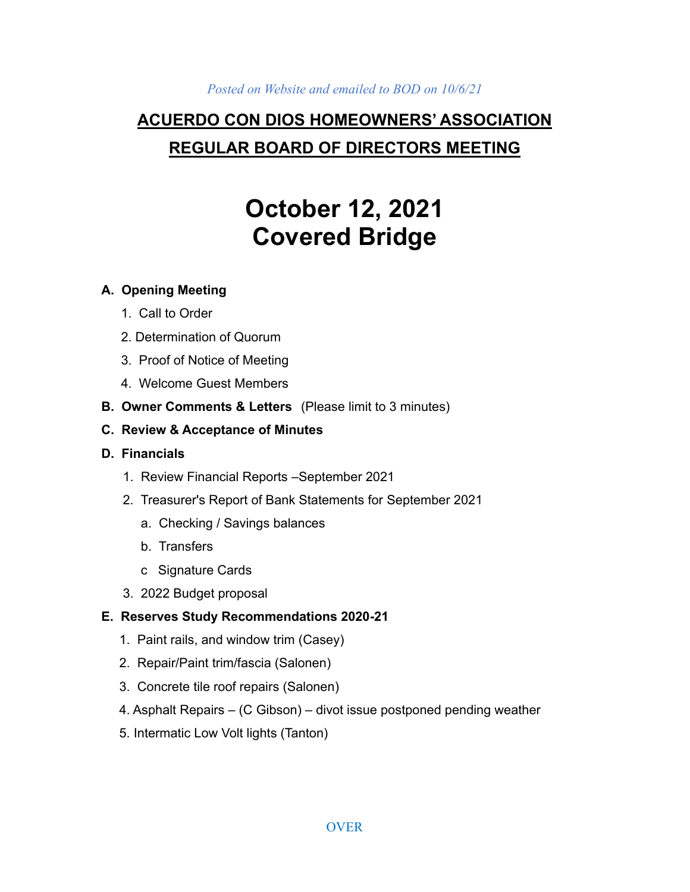*Posted on Website and emailed to BOD on 10/6/21*

# ACUERDO CON DIOS HOMEOWNERS' ASSOCIATION

# REGULAR BOARD OF DIRECTORS MEETING

# October 12, 2021
# Covered Bridge

**A. Opening Meeting**

1. Call to Order
2. Determination of Quorum
3. Proof of Notice of Meeting
4. Welcome Guest Members

**B. Owner Comments & Letters** (Please limit to 3 minutes)

**C. Review & Acceptance of Minutes**

**D. Financials**

1. Review Financial Reports –September 2021
2. Treasurer's Report of Bank Statements for September 2021
   a. Checking / Savings balances
   b. Transfers
   c Signature Cards
3. 2022 Budget proposal

**E. Reserves Study Recommendations 2020-21**

1. Paint rails, and window trim (Casey)
2. Repair/Paint trim/fascia (Salonen)
3. Concrete tile roof repairs (Salonen)
4. Asphalt Repairs – (C Gibson) – divot issue postponed pending weather
5. Intermatic Low Volt lights (Tanton)

OVER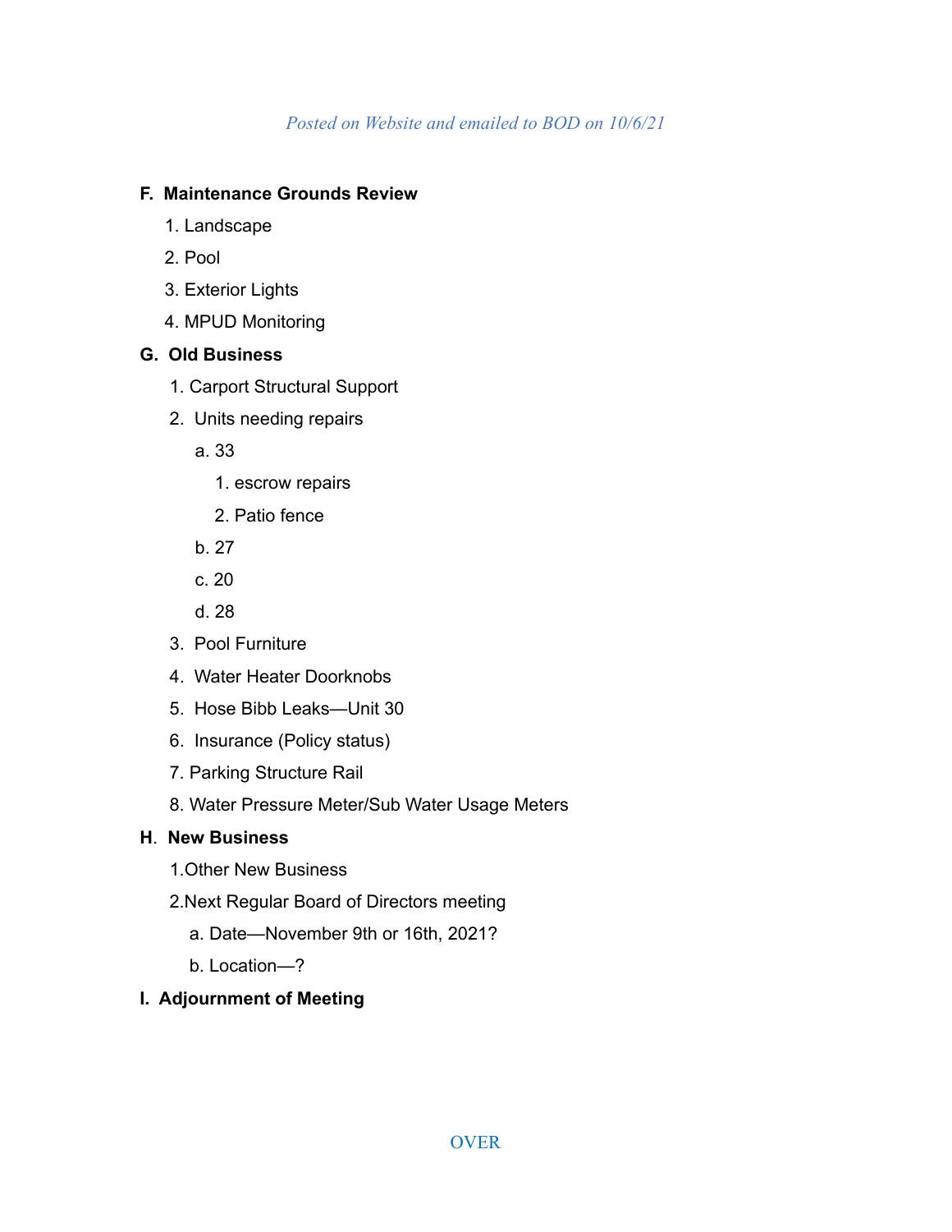*Posted on Website and emailed to BOD on 10/6/21*

**F. Maintenance Grounds Review**

1. Landscape
2. Pool
3. Exterior Lights
4. MPUD Monitoring

**G. Old Business**

1. Carport Structural Support
2. Units needing repairs
   - a. 33
     1. escrow repairs
     2. Patio fence
   - b. 27
   - c. 20
   - d. 28
3. Pool Furniture
4. Water Heater Doorknobs
5. Hose Bibb Leaks—Unit 30
6. Insurance (Policy status)
7. Parking Structure Rail
8. Water Pressure Meter/Sub Water Usage Meters

**H. New Business**

1. Other New Business
2. Next Regular Board of Directors meeting
   - a. Date—November 9th or 16th, 2021?
   - b. Location—?

**I. Adjournment of Meeting**

OVER